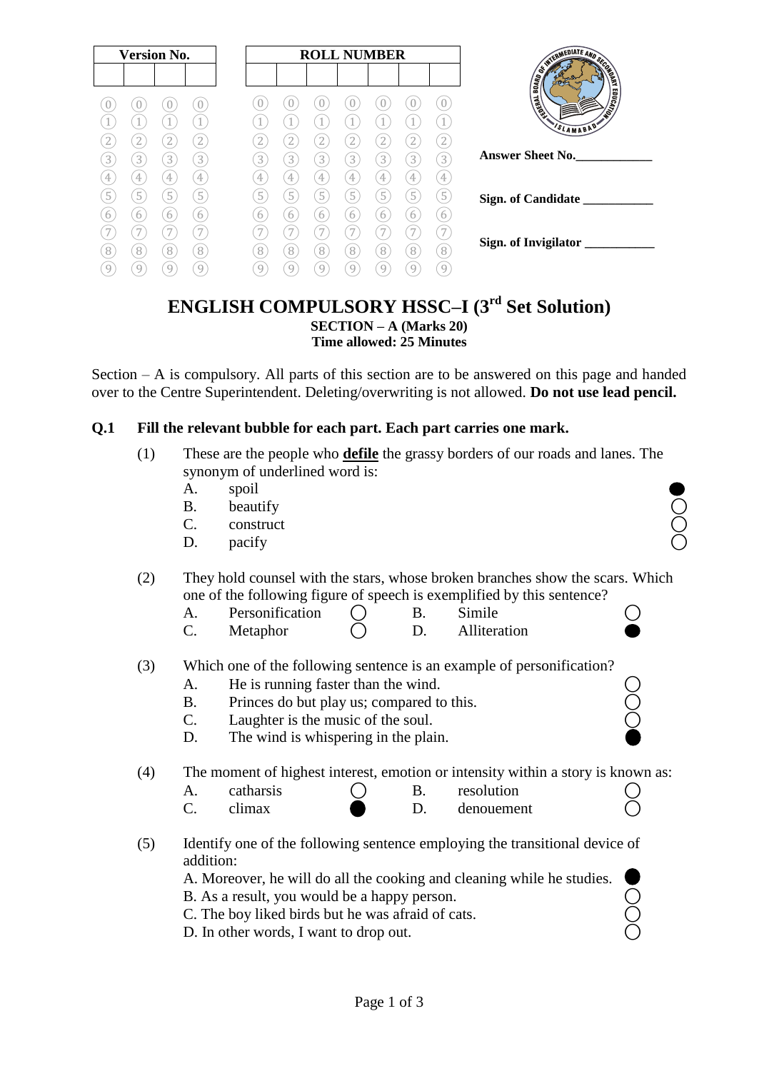| Version No. | | | | ROLL NUMBER | | | | | | |
|---|---|---|---|---|---|---|---|---|---|---|
| | | | | | | | | | | |

Answer Sheet No.____________

Sign. of Candidate ___________

Sign. of Invigilator ___________

# ENGLISH COMPULSORY HSSC–I (3rd Set Solution)

**SECTION – A (Marks 20)**
**Time allowed: 25 Minutes**

Section – A is compulsory. All parts of this section are to be answered on this page and handed over to the Centre Superintendent. Deleting/overwriting is not allowed. **Do not use lead pencil.**

**Q.1 Fill the relevant bubble for each part. Each part carries one mark.**

(1) These are the people who **defile** the grassy borders of our roads and lanes. The synonym of underlined word is:

- A. spoil ●
- B. beautify ○
- C. construct ○
- D. pacify ○

(2) They hold counsel with the stars, whose broken branches show the scars. Which one of the following figure of speech is exemplified by this sentence?

- A. Personification ○
- B. Simile ○
- C. Metaphor ○
- D. Alliteration ●

(3) Which one of the following sentence is an example of personification?

- A. He is running faster than the wind. ○
- B. Princes do but play us; compared to this. ○
- C. Laughter is the music of the soul. ○
- D. The wind is whispering in the plain. ●

(4) The moment of highest interest, emotion or intensity within a story is known as:

- A. catharsis ○
- B. resolution ○
- C. climax ●
- D. denouement ○

(5) Identify one of the following sentence employing the transitional device of addition:

- A. Moreover, he will do all the cooking and cleaning while he studies. ●
- B. As a result, you would be a happy person. ○
- C. The boy liked birds but he was afraid of cats. ○
- D. In other words, I want to drop out. ○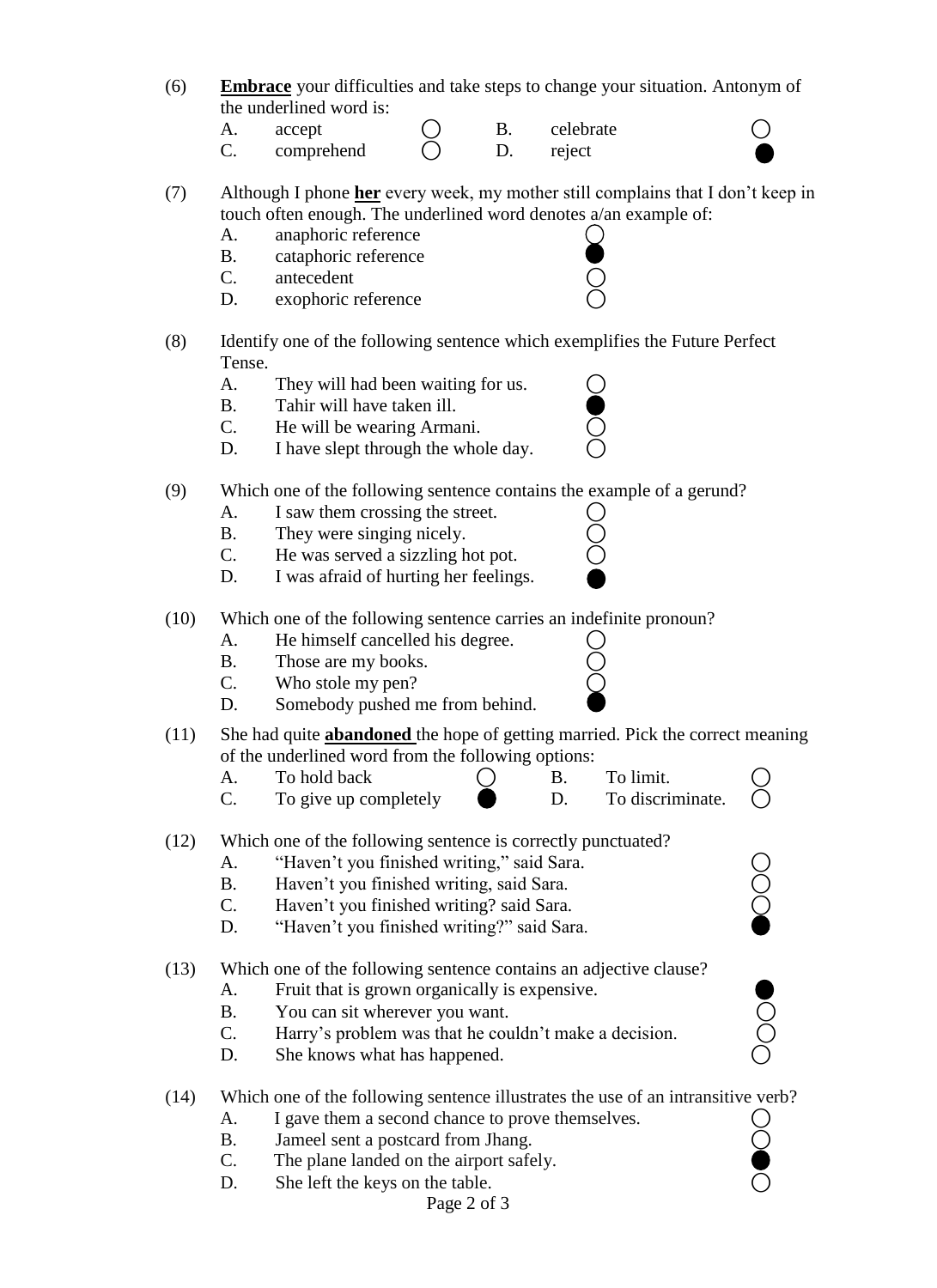(6) **Embrace** your difficulties and take steps to change your situation. Antonym of the underlined word is:

- A. accept ○
- B. celebrate ○
- C. comprehend ○
- D. reject ●

(7) Although I phone **her** every week, my mother still complains that I don't keep in touch often enough. The underlined word denotes a/an example of:

- A. anaphoric reference ○
- B. cataphoric reference ●
- C. antecedent ○
- D. exophoric reference ○

(8) Identify one of the following sentence which exemplifies the Future Perfect Tense.

- A. They will had been waiting for us. ○
- B. Tahir will have taken ill. ●
- C. He will be wearing Armani. ○
- D. I have slept through the whole day. ○

(9) Which one of the following sentence contains the example of a gerund?

- A. I saw them crossing the street. ○
- B. They were singing nicely. ○
- C. He was served a sizzling hot pot. ○
- D. I was afraid of hurting her feelings. ●

(10) Which one of the following sentence carries an indefinite pronoun?

- A. He himself cancelled his degree. ○
- B. Those are my books. ○
- C. Who stole my pen? ○
- D. Somebody pushed me from behind. ●

(11) She had quite **abandoned** the hope of getting married. Pick the correct meaning of the underlined word from the following options:

- A. To hold back ○
- B. To limit. ○
- C. To give up completely ●
- D. To discriminate. ○

(12) Which one of the following sentence is correctly punctuated?

- A. "Haven't you finished writing," said Sara. ○
- B. Haven't you finished writing, said Sara. ○
- C. Haven't you finished writing? said Sara. ○
- D. "Haven't you finished writing?" said Sara. ●

(13) Which one of the following sentence contains an adjective clause?

- A. Fruit that is grown organically is expensive. ●
- B. You can sit wherever you want. ○
- C. Harry's problem was that he couldn't make a decision. ○
- D. She knows what has happened. ○

(14) Which one of the following sentence illustrates the use of an intransitive verb?

- A. I gave them a second chance to prove themselves. ○
- B. Jameel sent a postcard from Jhang. ○
- C. The plane landed on the airport safely. ●
- D. She left the keys on the table. ○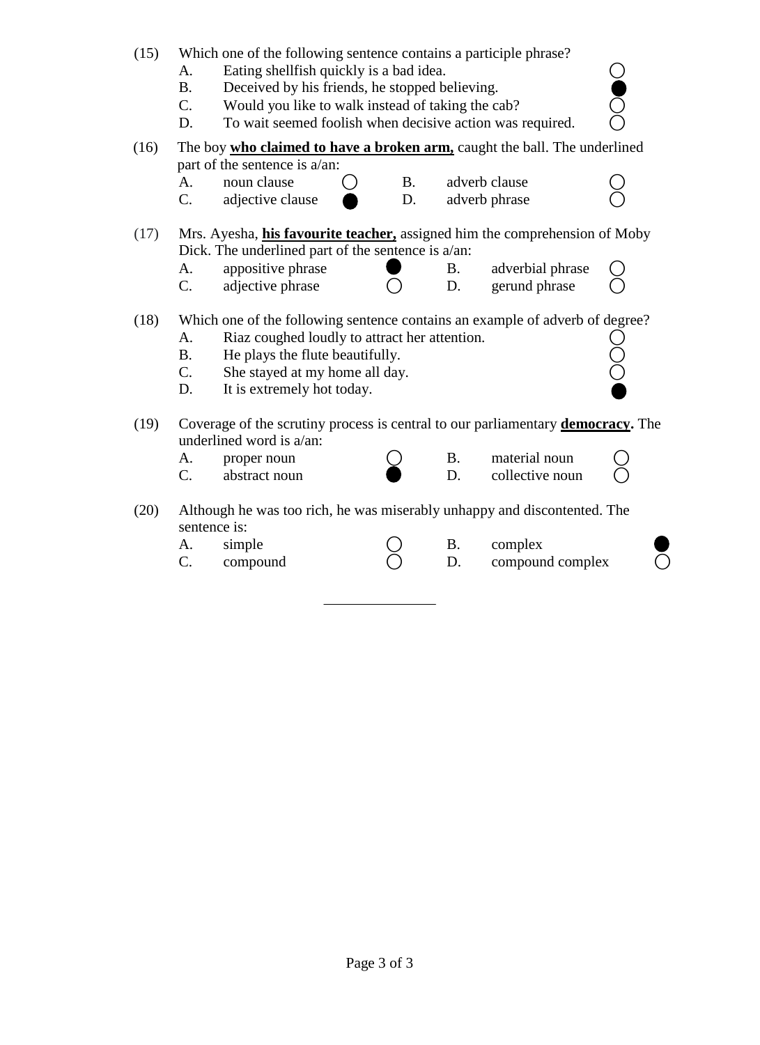(15) Which one of the following sentence contains a participle phrase?

A. Eating shellfish quickly is a bad idea. ○
B. Deceived by his friends, he stopped believing. ●
C. Would you like to walk instead of taking the cab? ○
D. To wait seemed foolish when decisive action was required. ○

(16) The boy **who claimed to have a broken arm,** caught the ball. The underlined part of the sentence is a/an:

A. noun clause ○ B. adverb clause ○
C. adjective clause ● D. adverb phrase ○

(17) Mrs. Ayesha, **his favourite teacher,** assigned him the comprehension of Moby Dick. The underlined part of the sentence is a/an:

A. appositive phrase ● B. adverbial phrase ○
C. adjective phrase ○ D. gerund phrase ○

(18) Which one of the following sentence contains an example of adverb of degree?

A. Riaz coughed loudly to attract her attention. ○
B. He plays the flute beautifully. ○
C. She stayed at my home all day. ○
D. It is extremely hot today. ●

(19) Coverage of the scrutiny process is central to our parliamentary **democracy**. The underlined word is a/an:

A. proper noun ○ B. material noun ○
C. abstract noun ● D. collective noun ○

(20) Although he was too rich, he was miserably unhappy and discontented. The sentence is:

A. simple ○ B. complex ●
C. compound ○ D. compound complex ○

---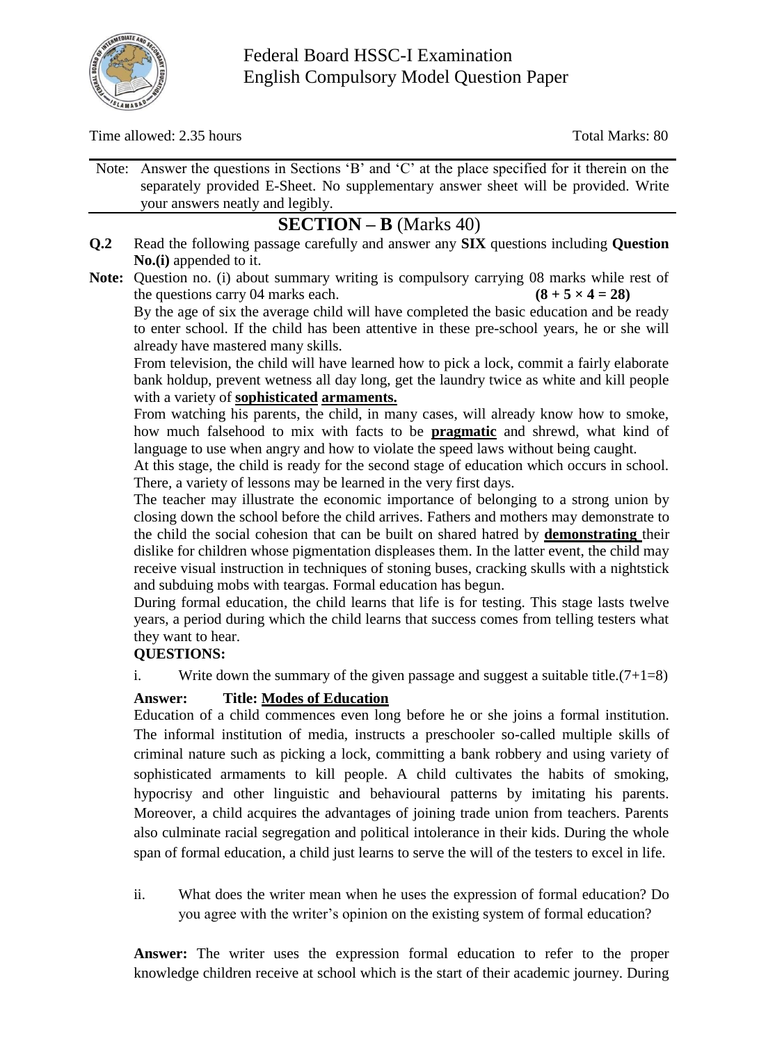Federal Board HSSC-I Examination
English Compulsory Model Question Paper

Time allowed: 2.35 hours　　　　　　　　　　　　　　　　　　　　　　　　Total Marks: 80

Note: Answer the questions in Sections 'B' and 'C' at the place specified for it therein on the separately provided E-Sheet. No supplementary answer sheet will be provided. Write your answers neatly and legibly.

## SECTION – B (Marks 40)

**Q.2** Read the following passage carefully and answer any **SIX** questions including **Question No.(i)** appended to it.

**Note:** Question no. (i) about summary writing is compulsory carrying 08 marks while rest of the questions carry 04 marks each. **(8 + 5 × 4 = 28)**

By the age of six the average child will have completed the basic education and be ready to enter school. If the child has been attentive in these pre-school years, he or she will already have mastered many skills.

From television, the child will have learned how to pick a lock, commit a fairly elaborate bank holdup, prevent wetness all day long, get the laundry twice as white and kill people with a variety of **sophisticated armaments.**

From watching his parents, the child, in many cases, will already know how to smoke, how much falsehood to mix with facts to be **pragmatic** and shrewd, what kind of language to use when angry and how to violate the speed laws without being caught.

At this stage, the child is ready for the second stage of education which occurs in school. There, a variety of lessons may be learned in the very first days.

The teacher may illustrate the economic importance of belonging to a strong union by closing down the school before the child arrives. Fathers and mothers may demonstrate to the child the social cohesion that can be built on shared hatred by **demonstrating** their dislike for children whose pigmentation displeases them. In the latter event, the child may receive visual instruction in techniques of stoning buses, cracking skulls with a nightstick and subduing mobs with teargas. Formal education has begun.

During formal education, the child learns that life is for testing. This stage lasts twelve years, a period during which the child learns that success comes from telling testers what they want to hear.

**QUESTIONS:**

i. Write down the summary of the given passage and suggest a suitable title.(7+1=8)

**Answer:** **Title: Modes of Education**

Education of a child commences even long before he or she joins a formal institution. The informal institution of media, instructs a preschooler so-called multiple skills of criminal nature such as picking a lock, committing a bank robbery and using variety of sophisticated armaments to kill people. A child cultivates the habits of smoking, hypocrisy and other linguistic and behavioural patterns by imitating his parents. Moreover, a child acquires the advantages of joining trade union from teachers. Parents also culminate racial segregation and political intolerance in their kids. During the whole span of formal education, a child just learns to serve the will of the testers to excel in life.

ii. What does the writer mean when he uses the expression of formal education? Do you agree with the writer's opinion on the existing system of formal education?

**Answer:** The writer uses the expression formal education to refer to the proper knowledge children receive at school which is the start of their academic journey. During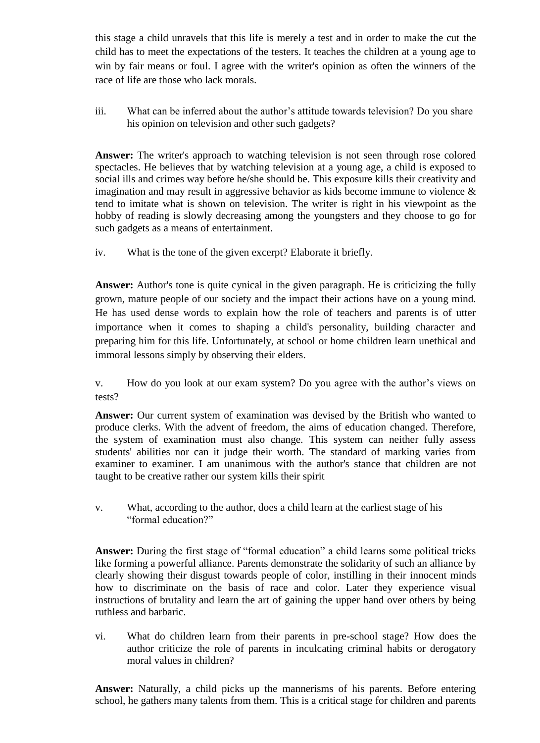this stage a child unravels that this life is merely a test and in order to make the cut the child has to meet the expectations of the testers. It teaches the children at a young age to win by fair means or foul. I agree with the writer's opinion as often the winners of the race of life are those who lack morals.

iii. What can be inferred about the author's attitude towards television? Do you share his opinion on television and other such gadgets?

**Answer:** The writer's approach to watching television is not seen through rose colored spectacles. He believes that by watching television at a young age, a child is exposed to social ills and crimes way before he/she should be. This exposure kills their creativity and imagination and may result in aggressive behavior as kids become immune to violence & tend to imitate what is shown on television. The writer is right in his viewpoint as the hobby of reading is slowly decreasing among the youngsters and they choose to go for such gadgets as a means of entertainment.

iv. What is the tone of the given excerpt? Elaborate it briefly.

**Answer:** Author's tone is quite cynical in the given paragraph. He is criticizing the fully grown, mature people of our society and the impact their actions have on a young mind. He has used dense words to explain how the role of teachers and parents is of utter importance when it comes to shaping a child's personality, building character and preparing him for this life. Unfortunately, at school or home children learn unethical and immoral lessons simply by observing their elders.

v. How do you look at our exam system? Do you agree with the author's views on tests?

**Answer:** Our current system of examination was devised by the British who wanted to produce clerks. With the advent of freedom, the aims of education changed. Therefore, the system of examination must also change. This system can neither fully assess students' abilities nor can it judge their worth. The standard of marking varies from examiner to examiner. I am unanimous with the author's stance that children are not taught to be creative rather our system kills their spirit

v. What, according to the author, does a child learn at the earliest stage of his "formal education?"

**Answer:** During the first stage of "formal education" a child learns some political tricks like forming a powerful alliance. Parents demonstrate the solidarity of such an alliance by clearly showing their disgust towards people of color, instilling in their innocent minds how to discriminate on the basis of race and color. Later they experience visual instructions of brutality and learn the art of gaining the upper hand over others by being ruthless and barbaric.

vi. What do children learn from their parents in pre-school stage? How does the author criticize the role of parents in inculcating criminal habits or derogatory moral values in children?

**Answer:** Naturally, a child picks up the mannerisms of his parents. Before entering school, he gathers many talents from them. This is a critical stage for children and parents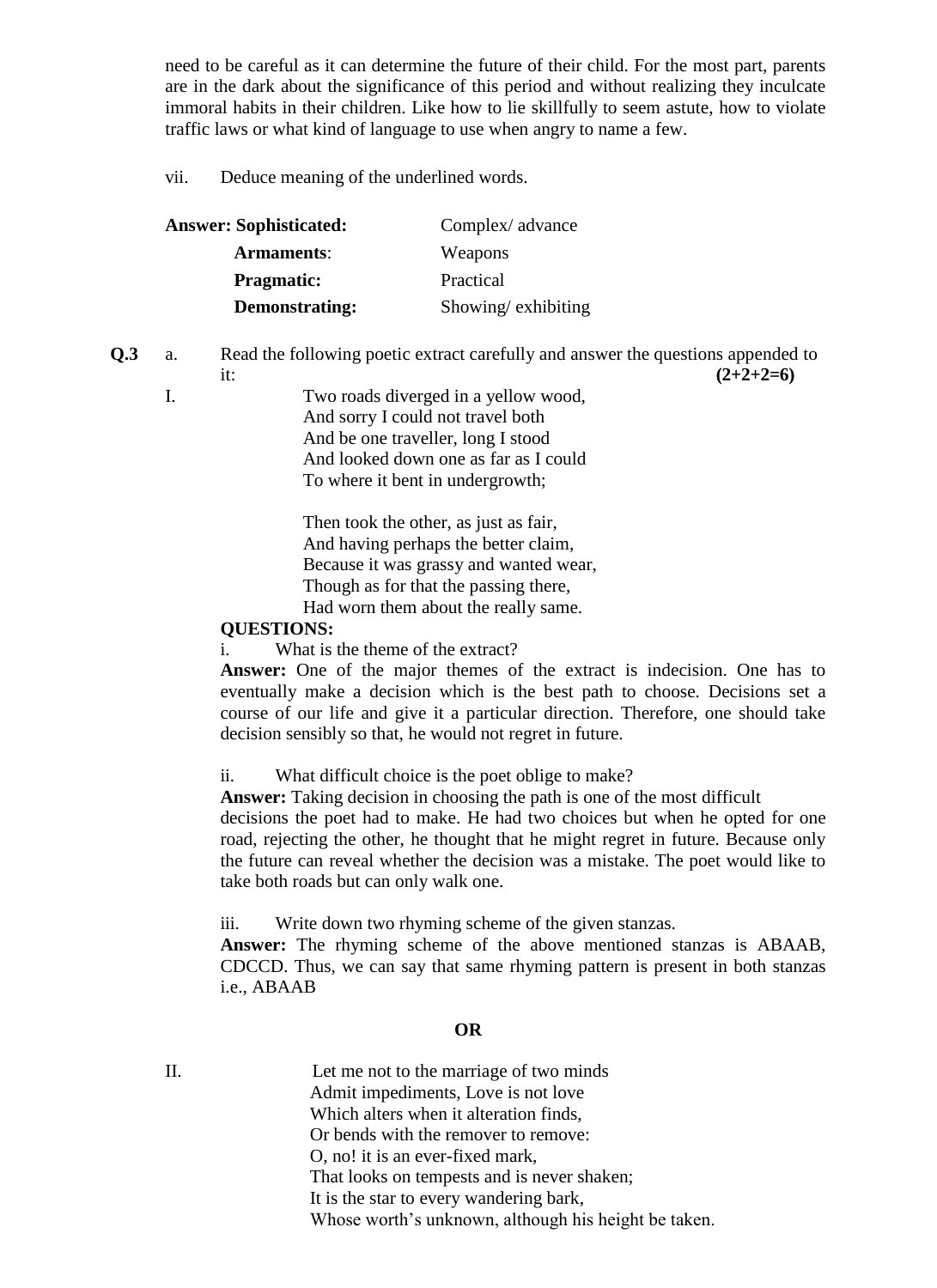need to be careful as it can determine the future of their child. For the most part, parents are in the dark about the significance of this period and without realizing they inculcate immoral habits in their children. Like how to lie skillfully to seem astute, how to violate traffic laws or what kind of language to use when angry to name a few.

vii. Deduce meaning of the underlined words.

| **Answer: Sophisticated:** | Complex/ advance |
|---|---|
| **Armaments**: | Weapons |
| **Pragmatic:** | Practical |
| **Demonstrating:** | Showing/ exhibiting |

**Q.3** a. Read the following poetic extract carefully and answer the questions appended to it: **(2+2+2=6)**

I.

Two roads diverged in a yellow wood,  
And sorry I could not travel both  
And be one traveller, long I stood  
And looked down one as far as I could  
To where it bent in undergrowth;

Then took the other, as just as fair,  
And having perhaps the better claim,  
Because it was grassy and wanted wear,  
Though as for that the passing there,  
Had worn them about the really same.

**QUESTIONS:**

i. What is the theme of the extract?

**Answer:** One of the major themes of the extract is indecision. One has to eventually make a decision which is the best path to choose. Decisions set a course of our life and give it a particular direction. Therefore, one should take decision sensibly so that, he would not regret in future.

ii. What difficult choice is the poet oblige to make?

**Answer:** Taking decision in choosing the path is one of the most difficult decisions the poet had to make. He had two choices but when he opted for one road, rejecting the other, he thought that he might regret in future. Because only the future can reveal whether the decision was a mistake. The poet would like to take both roads but can only walk one.

iii. Write down two rhyming scheme of the given stanzas.

**Answer:** The rhyming scheme of the above mentioned stanzas is ABAAB, CDCCD. Thus, we can say that same rhyming pattern is present in both stanzas i.e., ABAAB

**OR**

II.

Let me not to the marriage of two minds  
Admit impediments, Love is not love  
Which alters when it alteration finds,  
Or bends with the remover to remove:  
O, no! it is an ever-fixed mark,  
That looks on tempests and is never shaken;  
It is the star to every wandering bark,  
Whose worth's unknown, although his height be taken.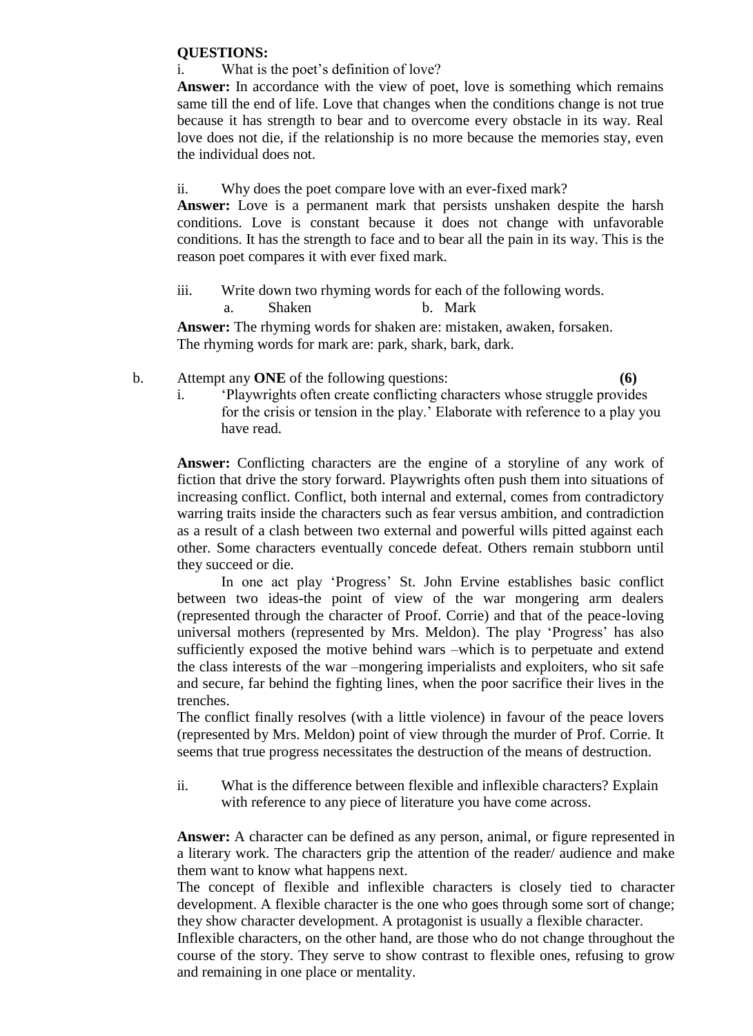**QUESTIONS:**

i. What is the poet's definition of love?

**Answer:** In accordance with the view of poet, love is something which remains same till the end of life. Love that changes when the conditions change is not true because it has strength to bear and to overcome every obstacle in its way. Real love does not die, if the relationship is no more because the memories stay, even the individual does not.

ii. Why does the poet compare love with an ever-fixed mark?

**Answer:** Love is a permanent mark that persists unshaken despite the harsh conditions. Love is constant because it does not change with unfavorable conditions. It has the strength to face and to bear all the pain in its way. This is the reason poet compares it with ever fixed mark.

iii. Write down two rhyming words for each of the following words.

a. Shaken b. Mark

**Answer:** The rhyming words for shaken are: mistaken, awaken, forsaken.
The rhyming words for mark are: park, shark, bark, dark.

b. Attempt any **ONE** of the following questions: **(6)**

i. 'Playwrights often create conflicting characters whose struggle provides for the crisis or tension in the play.' Elaborate with reference to a play you have read.

**Answer:** Conflicting characters are the engine of a storyline of any work of fiction that drive the story forward. Playwrights often push them into situations of increasing conflict. Conflict, both internal and external, comes from contradictory warring traits inside the characters such as fear versus ambition, and contradiction as a result of a clash between two external and powerful wills pitted against each other. Some characters eventually concede defeat. Others remain stubborn until they succeed or die.

In one act play 'Progress' St. John Ervine establishes basic conflict between two ideas-the point of view of the war mongering arm dealers (represented through the character of Proof. Corrie) and that of the peace-loving universal mothers (represented by Mrs. Meldon). The play 'Progress' has also sufficiently exposed the motive behind wars –which is to perpetuate and extend the class interests of the war –mongering imperialists and exploiters, who sit safe and secure, far behind the fighting lines, when the poor sacrifice their lives in the trenches.

The conflict finally resolves (with a little violence) in favour of the peace lovers (represented by Mrs. Meldon) point of view through the murder of Prof. Corrie. It seems that true progress necessitates the destruction of the means of destruction.

ii. What is the difference between flexible and inflexible characters? Explain with reference to any piece of literature you have come across.

**Answer:** A character can be defined as any person, animal, or figure represented in a literary work. The characters grip the attention of the reader/ audience and make them want to know what happens next.

The concept of flexible and inflexible characters is closely tied to character development. A flexible character is the one who goes through some sort of change; they show character development. A protagonist is usually a flexible character.

Inflexible characters, on the other hand, are those who do not change throughout the course of the story. They serve to show contrast to flexible ones, refusing to grow and remaining in one place or mentality.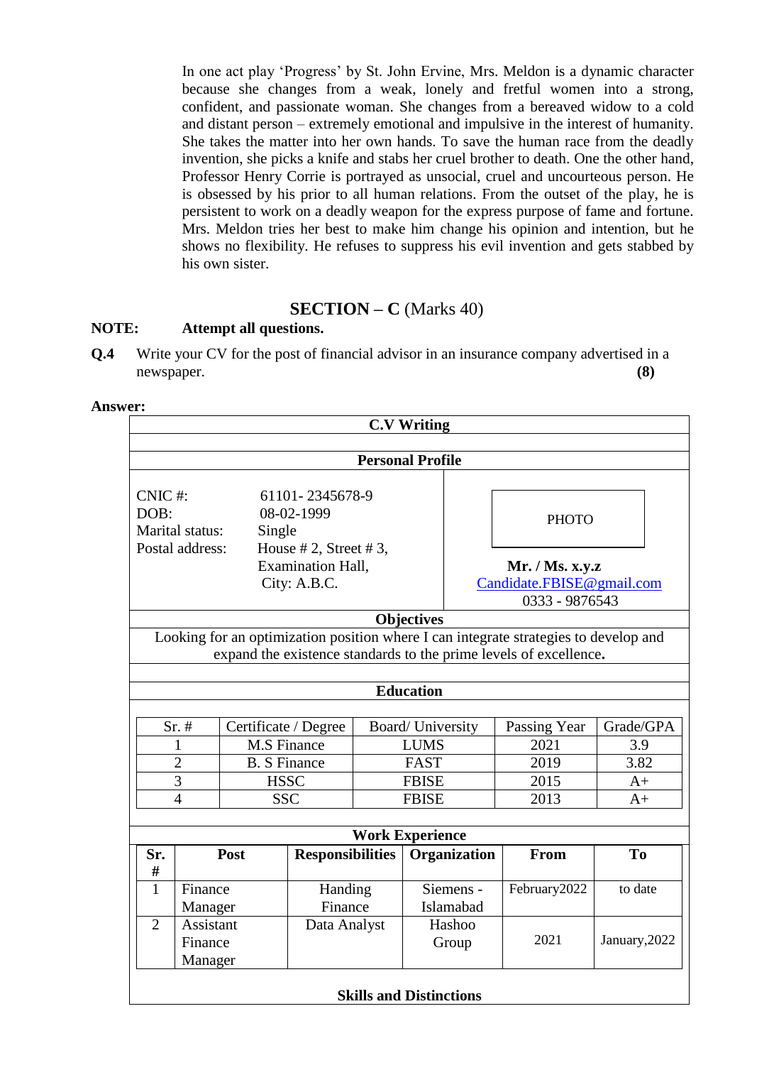In one act play 'Progress' by St. John Ervine, Mrs. Meldon is a dynamic character because she changes from a weak, lonely and fretful women into a strong, confident, and passionate woman. She changes from a bereaved widow to a cold and distant person – extremely emotional and impulsive in the interest of humanity. She takes the matter into her own hands. To save the human race from the deadly invention, she picks a knife and stabs her cruel brother to death. One the other hand, Professor Henry Corrie is portrayed as unsocial, cruel and uncourteous person. He is obsessed by his prior to all human relations. From the outset of the play, he is persistent to work on a deadly weapon for the express purpose of fame and fortune. Mrs. Meldon tries her best to make him change his opinion and intention, but he shows no flexibility. He refuses to suppress his evil invention and gets stabbed by his own sister.

## SECTION – C (Marks 40)

**NOTE:** **Attempt all questions.**

**Q.4** Write your CV for the post of financial advisor in an insurance company advertised in a newspaper. **(8)**

**Answer:**

### C.V Writing

#### Personal Profile

| | | |
|---|---|---|
| CNIC #: | 61101- 2345678-9 | PHOTO |
| DOB: | 08-02-1999 | |
| Marital status: | Single | **Mr. / Ms. x.y.z** |
| Postal address: | House # 2, Street # 3, Examination Hall, City: A.B.C. | Candidate.FBISE@gmail.com<br>0333 - 9876543 |

#### Objectives

Looking for an optimization position where I can integrate strategies to develop and expand the existence standards to the prime levels of excellence.

#### Education

| Sr. # | Certificate / Degree | Board/ University | Passing Year | Grade/GPA |
|---|---|---|---|---|
| 1 | M.S Finance | LUMS | 2021 | 3.9 |
| 2 | B. S Finance | FAST | 2019 | 3.82 |
| 3 | HSSC | FBISE | 2015 | A+ |
| 4 | SSC | FBISE | 2013 | A+ |

#### Work Experience

| Sr. # | Post | Responsibilities | Organization | From | To |
|---|---|---|---|---|---|
| 1 | Finance Manager | Handing Finance | Siemens - Islamabad | February2022 | to date |
| 2 | Assistant Finance Manager | Data Analyst | Hashoo Group | 2021 | January,2022 |

#### Skills and Distinctions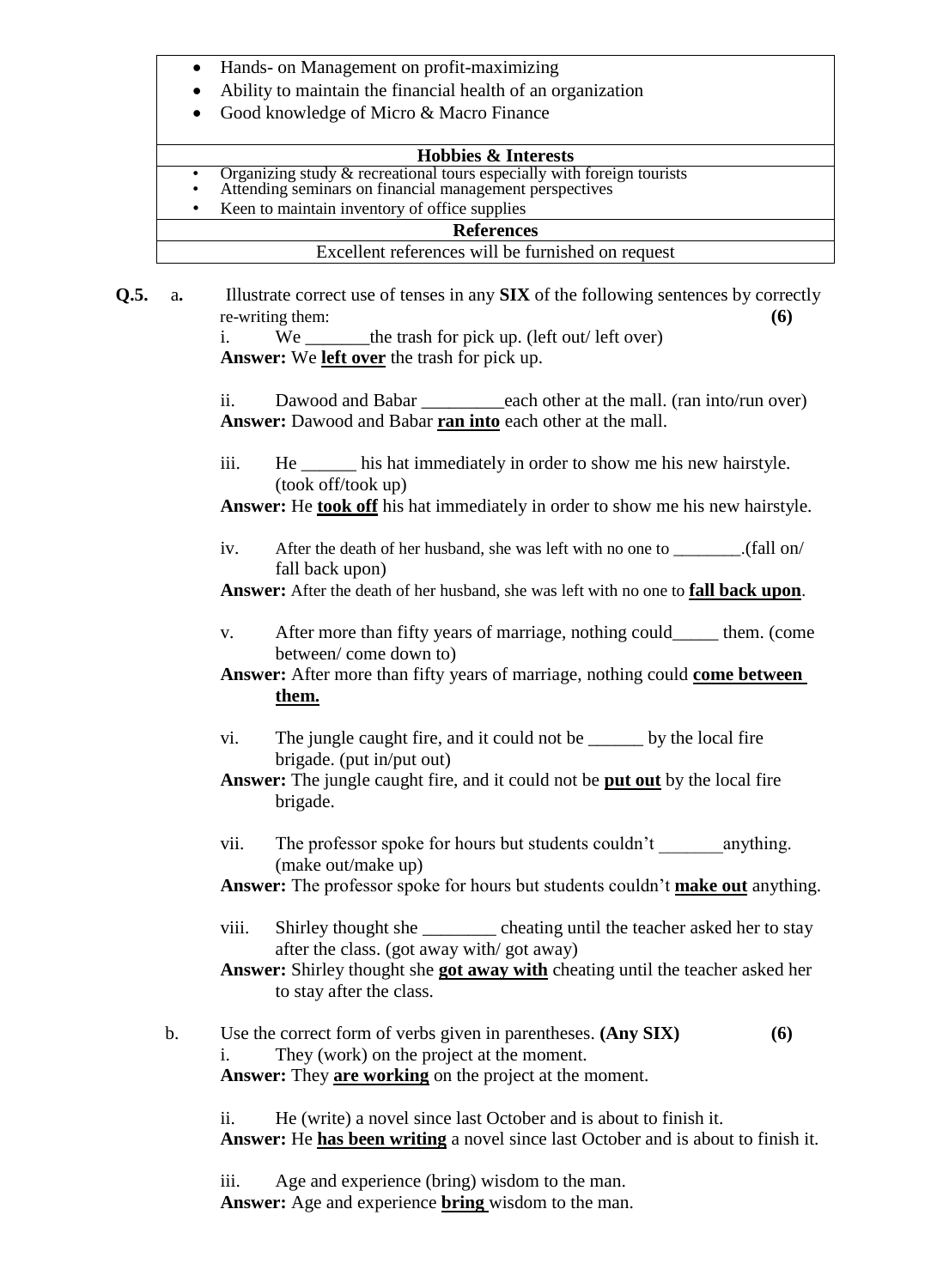| |
|---|
| • Hands- on Management on profit-maximizing<br>• Ability to maintain the financial health of an organization<br>• Good knowledge of Micro & Macro Finance |
| **Hobbies & Interests** |
| • Organizing study & recreational tours especially with foreign tourists<br>• Attending seminars on financial management perspectives<br>• Keen to maintain inventory of office supplies |
| **References** |
| Excellent references will be furnished on request |

**Q.5.** a. Illustrate correct use of tenses in any **SIX** of the following sentences by correctly re-writing them: **(6)**

i. We _______the trash for pick up. (left out/ left over)

**Answer:** We **<u>left over</u>** the trash for pick up.

ii. Dawood and Babar _________each other at the mall. (ran into/run over)

**Answer:** Dawood and Babar **<u>ran into</u>** each other at the mall.

iii. He ______ his hat immediately in order to show me his new hairstyle. (took off/took up)

**Answer:** He **<u>took off</u>** his hat immediately in order to show me his new hairstyle.

iv. After the death of her husband, she was left with no one to ________.(fall on/ fall back upon)

**Answer:** After the death of her husband, she was left with no one to **<u>fall back upon</u>**.

v. After more than fifty years of marriage, nothing could_____ them. (come between/ come down to)

**Answer:** After more than fifty years of marriage, nothing could **<u>come between them.</u>**

vi. The jungle caught fire, and it could not be ______ by the local fire brigade. (put in/put out)

**Answer:** The jungle caught fire, and it could not be **<u>put out</u>** by the local fire brigade.

vii. The professor spoke for hours but students couldn't _______anything. (make out/make up)

**Answer:** The professor spoke for hours but students couldn't **<u>make out</u>** anything.

viii. Shirley thought she ________ cheating until the teacher asked her to stay after the class. (got away with/ got away)

**Answer:** Shirley thought she **<u>got away with</u>** cheating until the teacher asked her to stay after the class.

b. Use the correct form of verbs given in parentheses. **(Any SIX)** **(6)**

i. They (work) on the project at the moment.

**Answer:** They **<u>are working</u>** on the project at the moment.

ii. He (write) a novel since last October and is about to finish it.

**Answer:** He **<u>has been writing</u>** a novel since last October and is about to finish it.

iii. Age and experience (bring) wisdom to the man.

**Answer:** Age and experience **<u>bring</u>** wisdom to the man.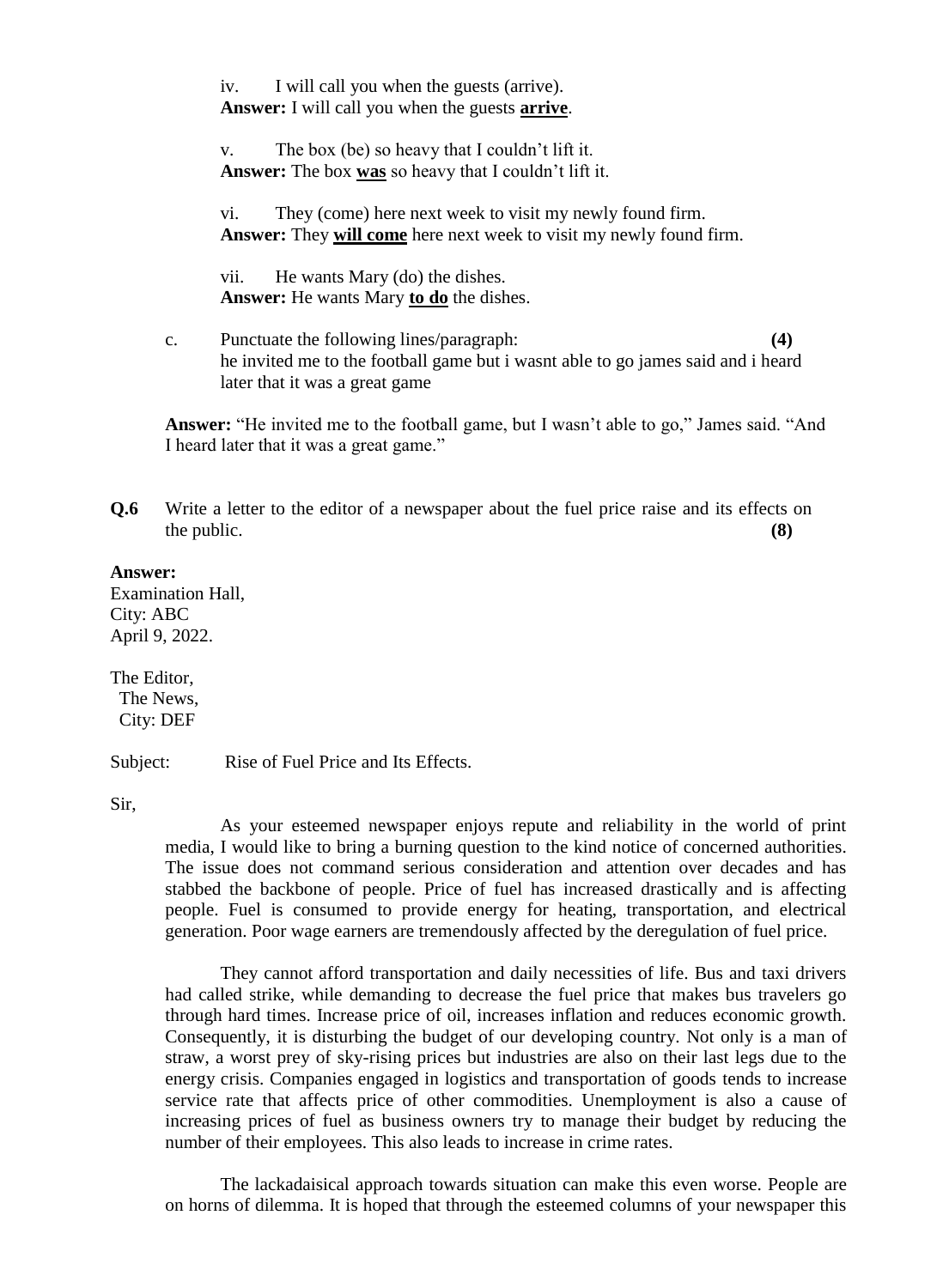iv. I will call you when the guests (arrive).
**Answer:** I will call you when the guests **arrive**.

v. The box (be) so heavy that I couldn't lift it.
**Answer:** The box **was** so heavy that I couldn't lift it.

vi. They (come) here next week to visit my newly found firm.
**Answer:** They **will come** here next week to visit my newly found firm.

vii. He wants Mary (do) the dishes.
**Answer:** He wants Mary **to do** the dishes.

c. Punctuate the following lines/paragraph: **(4)**
he invited me to the football game but i wasnt able to go james said and i heard later that it was a great game

**Answer:** "He invited me to the football game, but I wasn't able to go," James said. "And I heard later that it was a great game."

**Q.6** Write a letter to the editor of a newspaper about the fuel price raise and its effects on the public. **(8)**

**Answer:**

Examination Hall,
City: ABC
April 9, 2022.

The Editor,
The News,
City: DEF

Subject: Rise of Fuel Price and Its Effects.

Sir,

As your esteemed newspaper enjoys repute and reliability in the world of print media, I would like to bring a burning question to the kind notice of concerned authorities. The issue does not command serious consideration and attention over decades and has stabbed the backbone of people. Price of fuel has increased drastically and is affecting people. Fuel is consumed to provide energy for heating, transportation, and electrical generation. Poor wage earners are tremendously affected by the deregulation of fuel price.

They cannot afford transportation and daily necessities of life. Bus and taxi drivers had called strike, while demanding to decrease the fuel price that makes bus travelers go through hard times. Increase price of oil, increases inflation and reduces economic growth. Consequently, it is disturbing the budget of our developing country. Not only is a man of straw, a worst prey of sky-rising prices but industries are also on their last legs due to the energy crisis. Companies engaged in logistics and transportation of goods tends to increase service rate that affects price of other commodities. Unemployment is also a cause of increasing prices of fuel as business owners try to manage their budget by reducing the number of their employees. This also leads to increase in crime rates.

The lackadaisical approach towards situation can make this even worse. People are on horns of dilemma. It is hoped that through the esteemed columns of your newspaper this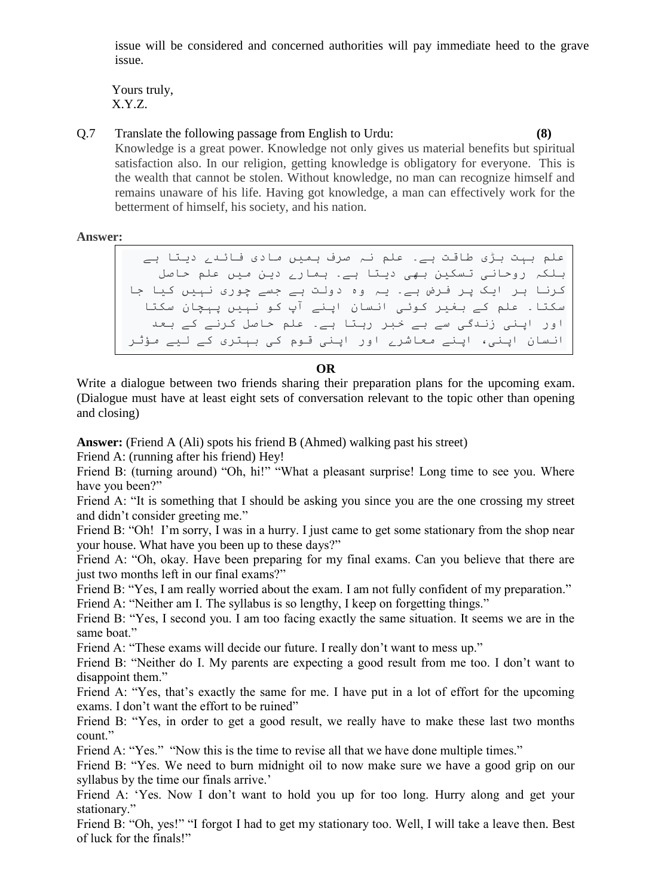issue will be considered and concerned authorities will pay immediate heed to the grave issue.

Yours truly,
X.Y.Z.

Q.7 Translate the following passage from English to Urdu: **(8)**

Knowledge is a great power. Knowledge not only gives us material benefits but spiritual satisfaction also. In our religion, getting knowledge is obligatory for everyone. This is the wealth that cannot be stolen. Without knowledge, no man can recognize himself and remains unaware of his life. Having got knowledge, a man can effectively work for the betterment of himself, his society, and his nation.

**Answer:**

علم بہت بڑی طاقت ہے۔ علم نہ صرف ہمیں مادی فائدے دیتا ہے بلکہ روحانی تسکین بھی دیتا ہے۔ ہمارے دین میں علم حاصل کرنا ہر ایک پر فرض ہے۔ یہ وہ دولت ہے جسے چوری نہیں کیا جا سکتا۔ علم کے بغیر کوئی انسان اپنے آپ کو نہیں پہچان سکتا اور اپنی زندگی سے بے خبر رہتا ہے۔ علم حاصل کرنے کے بعد انسان اپنی، اپنے معاشرے اور اپنی قوم کی بہتری کے لیے مؤثر

**OR**

Write a dialogue between two friends sharing their preparation plans for the upcoming exam. (Dialogue must have at least eight sets of conversation relevant to the topic other than opening and closing)

**Answer:** (Friend A (Ali) spots his friend B (Ahmed) walking past his street)

Friend A: (running after his friend) Hey!

Friend B: (turning around) "Oh, hi!" "What a pleasant surprise! Long time to see you. Where have you been?"

Friend A: "It is something that I should be asking you since you are the one crossing my street and didn't consider greeting me."

Friend B: "Oh! I'm sorry, I was in a hurry. I just came to get some stationary from the shop near your house. What have you been up to these days?"

Friend A: "Oh, okay. Have been preparing for my final exams. Can you believe that there are just two months left in our final exams?"

Friend B: "Yes, I am really worried about the exam. I am not fully confident of my preparation."

Friend A: "Neither am I. The syllabus is so lengthy, I keep on forgetting things."

Friend B: "Yes, I second you. I am too facing exactly the same situation. It seems we are in the same boat."

Friend A: "These exams will decide our future. I really don't want to mess up."

Friend B: "Neither do I. My parents are expecting a good result from me too. I don't want to disappoint them."

Friend A: "Yes, that's exactly the same for me. I have put in a lot of effort for the upcoming exams. I don't want the effort to be ruined"

Friend B: "Yes, in order to get a good result, we really have to make these last two months count."

Friend A: "Yes." "Now this is the time to revise all that we have done multiple times."

Friend B: "Yes. We need to burn midnight oil to now make sure we have a good grip on our syllabus by the time our finals arrive.'

Friend A: 'Yes. Now I don't want to hold you up for too long. Hurry along and get your stationary."

Friend B: "Oh, yes!" "I forgot I had to get my stationary too. Well, I will take a leave then. Best of luck for the finals!"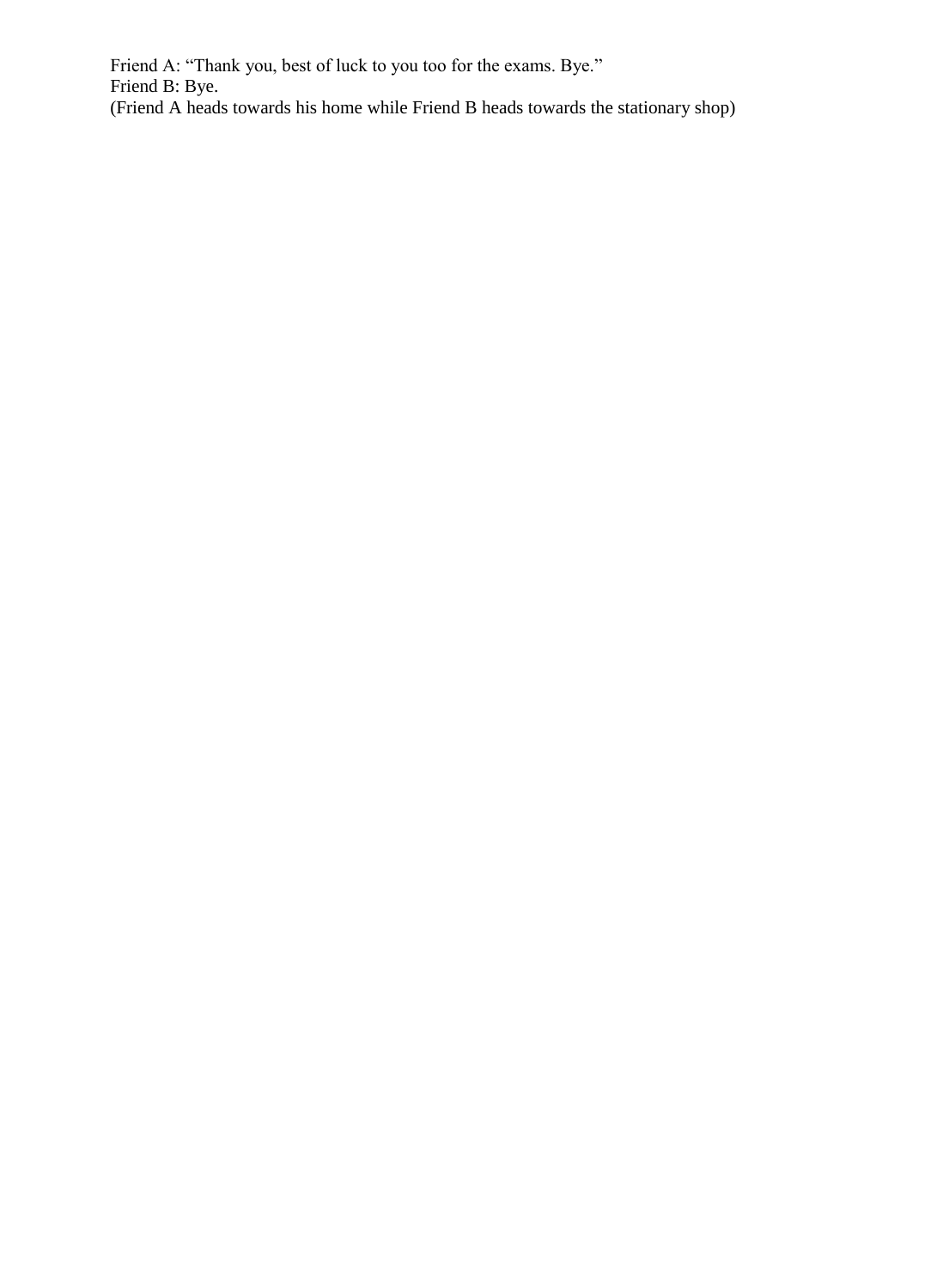Friend A: “Thank you, best of luck to you too for the exams. Bye.”
Friend B: Bye.
(Friend A heads towards his home while Friend B heads towards the stationary shop)